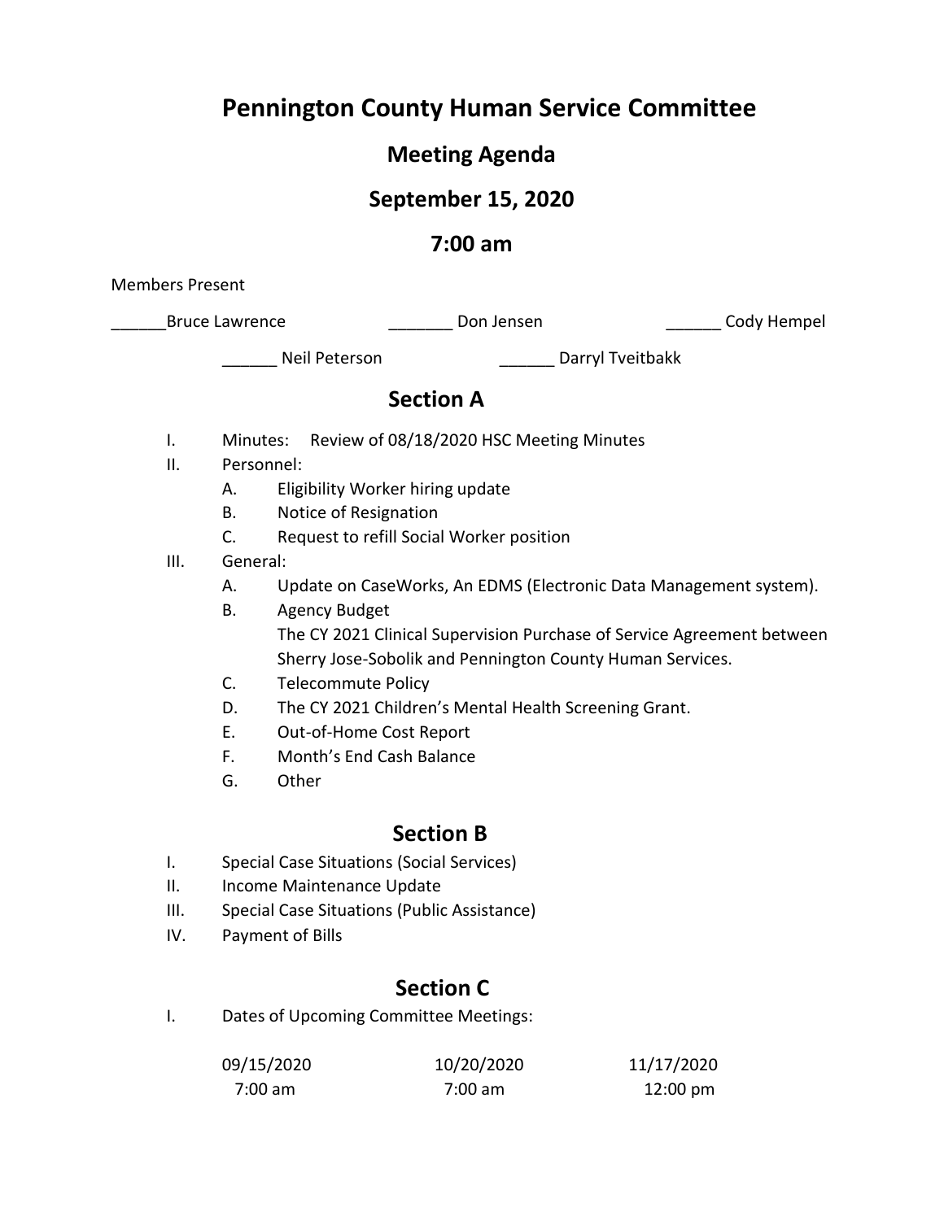# Pennington County Human Service Committee

## Meeting Agenda

## September 15, 2020

## 7:00 am

Members Present

______Bruce Lawrence _______ Don Jensen ______ Cody Hempel

______ Neil Peterson ______ Darryl Tveitbakk

## Section A

I. Minutes: Review of 08/18/2020 HSC Meeting Minutes

II. Personnel:
   - A. Eligibility Worker hiring update
   - B. Notice of Resignation
   - C. Request to refill Social Worker position

III. General:
   - A. Update on CaseWorks, An EDMS (Electronic Data Management system).
   - B. Agency Budget
     The CY 2021 Clinical Supervision Purchase of Service Agreement between Sherry Jose-Sobolik and Pennington County Human Services.
   - C. Telecommute Policy
   - D. The CY 2021 Children's Mental Health Screening Grant.
   - E. Out-of-Home Cost Report
   - F. Month's End Cash Balance
   - G. Other

## Section B

I. Special Case Situations (Social Services)

II. Income Maintenance Update

III. Special Case Situations (Public Assistance)

IV. Payment of Bills

## Section C

I. Dates of Upcoming Committee Meetings:

| 09/15/2020 | 10/20/2020 | 11/17/2020 |
|---|---|---|
| 7:00 am | 7:00 am | 12:00 pm |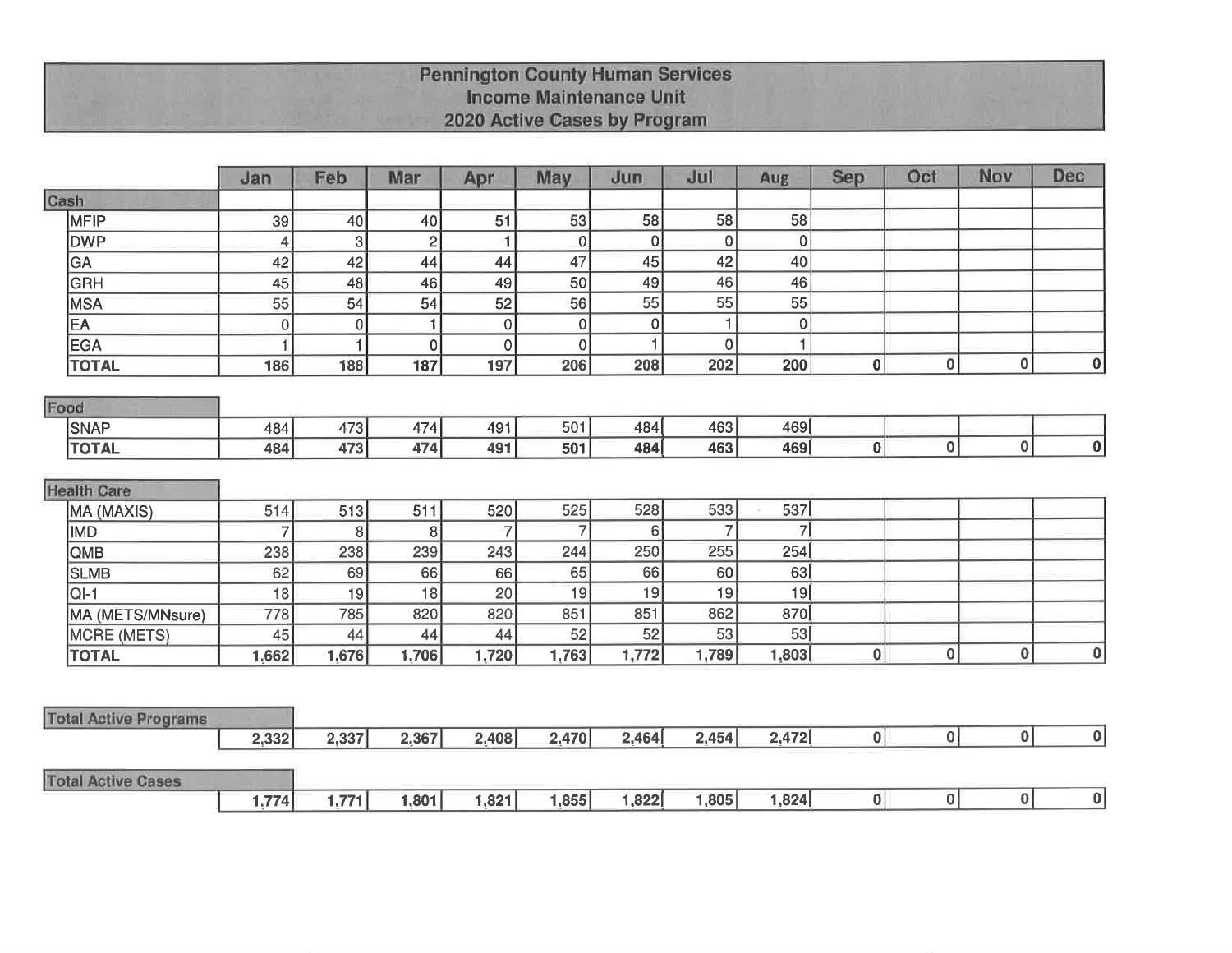# Pennington County Human Services
## Income Maintenance Unit
## 2020 Active Cases by Program

| | Jan | Feb | Mar | Apr | May | Jun | Jul | Aug | Sep | Oct | Nov | Dec |
|---|---|---|---|---|---|---|---|---|---|---|---|---|
| **Cash** | | | | | | | | | | | | |
| MFIP | 39 | 40 | 40 | 51 | 53 | 58 | 58 | 58 | | | | |
| DWP | 4 | 3 | 2 | 1 | 0 | 0 | 0 | 0 | | | | |
| GA | 42 | 42 | 44 | 44 | 47 | 45 | 42 | 40 | | | | |
| GRH | 45 | 48 | 46 | 49 | 50 | 49 | 46 | 46 | | | | |
| MSA | 55 | 54 | 54 | 52 | 56 | 55 | 55 | 55 | | | | |
| EA | 0 | 0 | 1 | 0 | 0 | 0 | 1 | 0 | | | | |
| EGA | 1 | 1 | 0 | 0 | 0 | 1 | 0 | 1 | | | | |
| **TOTAL** | **186** | **188** | **187** | **197** | **206** | **208** | **202** | **200** | **0** | **0** | **0** | **0** |
| **Food** | | | | | | | | | | | | |
| SNAP | 484 | 473 | 474 | 491 | 501 | 484 | 463 | 469 | | | | |
| **TOTAL** | **484** | **473** | **474** | **491** | **501** | **484** | **463** | **469** | **0** | **0** | **0** | **0** |
| **Health Care** | | | | | | | | | | | | |
| MA (MAXIS) | 514 | 513 | 511 | 520 | 525 | 528 | 533 | 537 | | | | |
| IMD | 7 | 8 | 8 | 7 | 7 | 6 | 7 | 7 | | | | |
| QMB | 238 | 238 | 239 | 243 | 244 | 250 | 255 | 254 | | | | |
| SLMB | 62 | 69 | 66 | 66 | 65 | 66 | 60 | 63 | | | | |
| QI-1 | 18 | 19 | 18 | 20 | 19 | 19 | 19 | 19 | | | | |
| MA (METS/MNsure) | 778 | 785 | 820 | 820 | 851 | 851 | 862 | 870 | | | | |
| MCRE (METS) | 45 | 44 | 44 | 44 | 52 | 52 | 53 | 53 | | | | |
| **TOTAL** | **1,662** | **1,676** | **1,706** | **1,720** | **1,763** | **1,772** | **1,789** | **1,803** | **0** | **0** | **0** | **0** |
| **Total Active Programs** | **2,332** | **2,337** | **2,367** | **2,408** | **2,470** | **2,464** | **2,454** | **2,472** | **0** | **0** | **0** | **0** |
| **Total Active Cases** | **1,774** | **1,771** | **1,801** | **1,821** | **1,855** | **1,822** | **1,805** | **1,824** | **0** | **0** | **0** | **0** |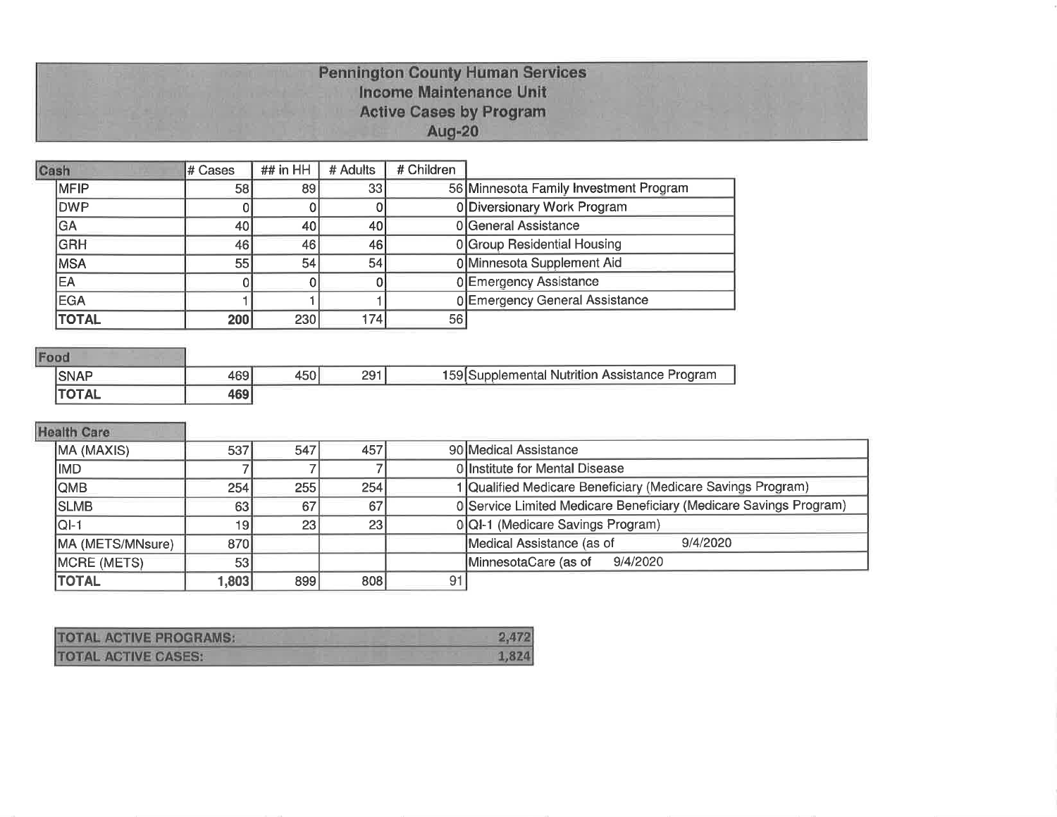# Pennington County Human Services
## Income Maintenance Unit
## Active Cases by Program
## Aug-20

| Cash | # Cases | ## in HH | # Adults | # Children | |
|---|---|---|---|---|---|
| MFIP | 58 | 89 | 33 | 56 | Minnesota Family Investment Program |
| DWP | 0 | 0 | 0 | 0 | Diversionary Work Program |
| GA | 40 | 40 | 40 | 0 | General Assistance |
| GRH | 46 | 46 | 46 | 0 | Group Residential Housing |
| MSA | 55 | 54 | 54 | 0 | Minnesota Supplement Aid |
| EA | 0 | 0 | 0 | 0 | Emergency Assistance |
| EGA | 1 | 1 | 1 | 0 | Emergency General Assistance |
| **TOTAL** | **200** | 230 | 174 | 56 | |

| Food | # Cases | ## in HH | # Adults | # Children | |
|---|---|---|---|---|---|
| SNAP | 469 | 450 | 291 | 159 | Supplemental Nutrition Assistance Program |
| **TOTAL** | **469** | | | | |

| Health Care | # Cases | ## in HH | # Adults | # Children | |
|---|---|---|---|---|---|
| MA (MAXIS) | 537 | 547 | 457 | 90 | Medical Assistance |
| IMD | 7 | 7 | 7 | 0 | Institute for Mental Disease |
| QMB | 254 | 255 | 254 | 1 | Qualified Medicare Beneficiary (Medicare Savings Program) |
| SLMB | 63 | 67 | 67 | 0 | Service Limited Medicare Beneficiary (Medicare Savings Program) |
| QI-1 | 19 | 23 | 23 | 0 | QI-1 (Medicare Savings Program) |
| MA (METS/MNsure) | 870 | | | | Medical Assistance (as of 9/4/2020 |
| MCRE (METS) | 53 | | | | MinnesotaCare (as of 9/4/2020 |
| **TOTAL** | **1,803** | 899 | 808 | 91 | |

| | |
|---|---|
| **TOTAL ACTIVE PROGRAMS:** | **2,472** |
| **TOTAL ACTIVE CASES:** | **1,824** |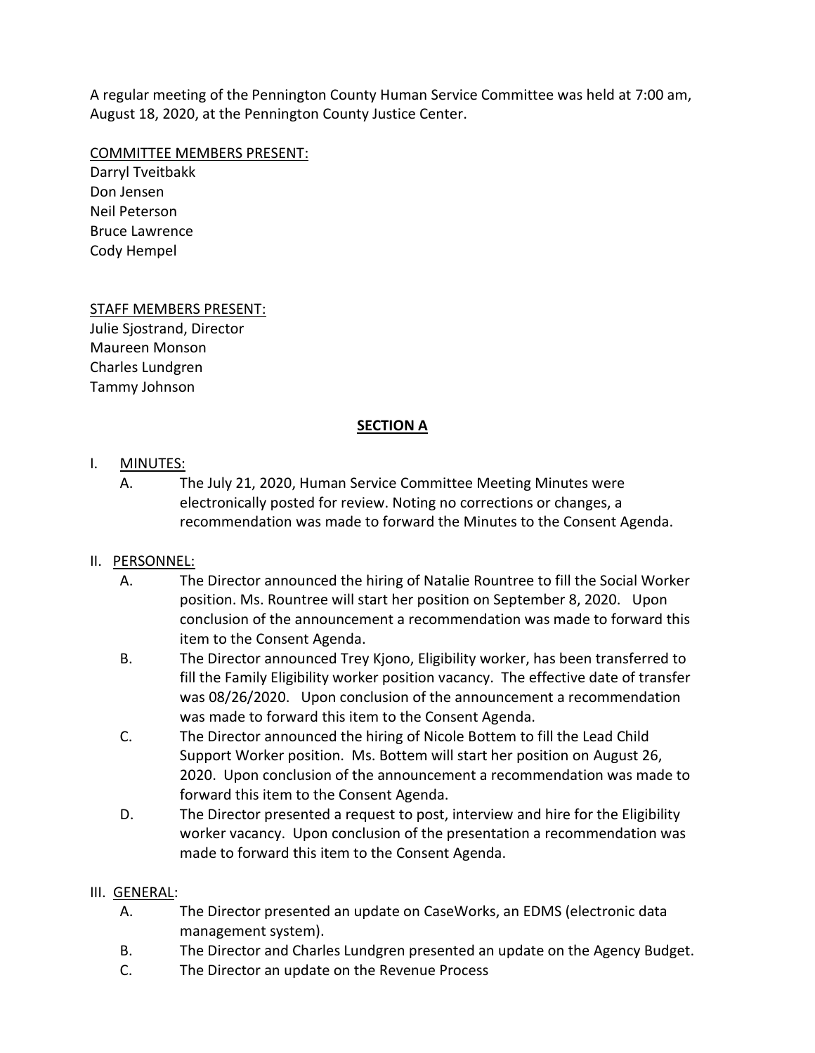A regular meeting of the Pennington County Human Service Committee was held at 7:00 am, August 18, 2020, at the Pennington County Justice Center.

COMMITTEE MEMBERS PRESENT:
Darryl Tveitbakk
Don Jensen
Neil Peterson
Bruce Lawrence
Cody Hempel

STAFF MEMBERS PRESENT:
Julie Sjostrand, Director
Maureen Monson
Charles Lundgren
Tammy Johnson

## SECTION A

I. MINUTES:

A. The July 21, 2020, Human Service Committee Meeting Minutes were electronically posted for review. Noting no corrections or changes, a recommendation was made to forward the Minutes to the Consent Agenda.

II. PERSONNEL:

A. The Director announced the hiring of Natalie Rountree to fill the Social Worker position. Ms. Rountree will start her position on September 8, 2020. Upon conclusion of the announcement a recommendation was made to forward this item to the Consent Agenda.

B. The Director announced Trey Kjono, Eligibility worker, has been transferred to fill the Family Eligibility worker position vacancy. The effective date of transfer was 08/26/2020. Upon conclusion of the announcement a recommendation was made to forward this item to the Consent Agenda.

C. The Director announced the hiring of Nicole Bottem to fill the Lead Child Support Worker position. Ms. Bottem will start her position on August 26, 2020. Upon conclusion of the announcement a recommendation was made to forward this item to the Consent Agenda.

D. The Director presented a request to post, interview and hire for the Eligibility worker vacancy. Upon conclusion of the presentation a recommendation was made to forward this item to the Consent Agenda.

III. GENERAL:

A. The Director presented an update on CaseWorks, an EDMS (electronic data management system).

B. The Director and Charles Lundgren presented an update on the Agency Budget.

C. The Director an update on the Revenue Process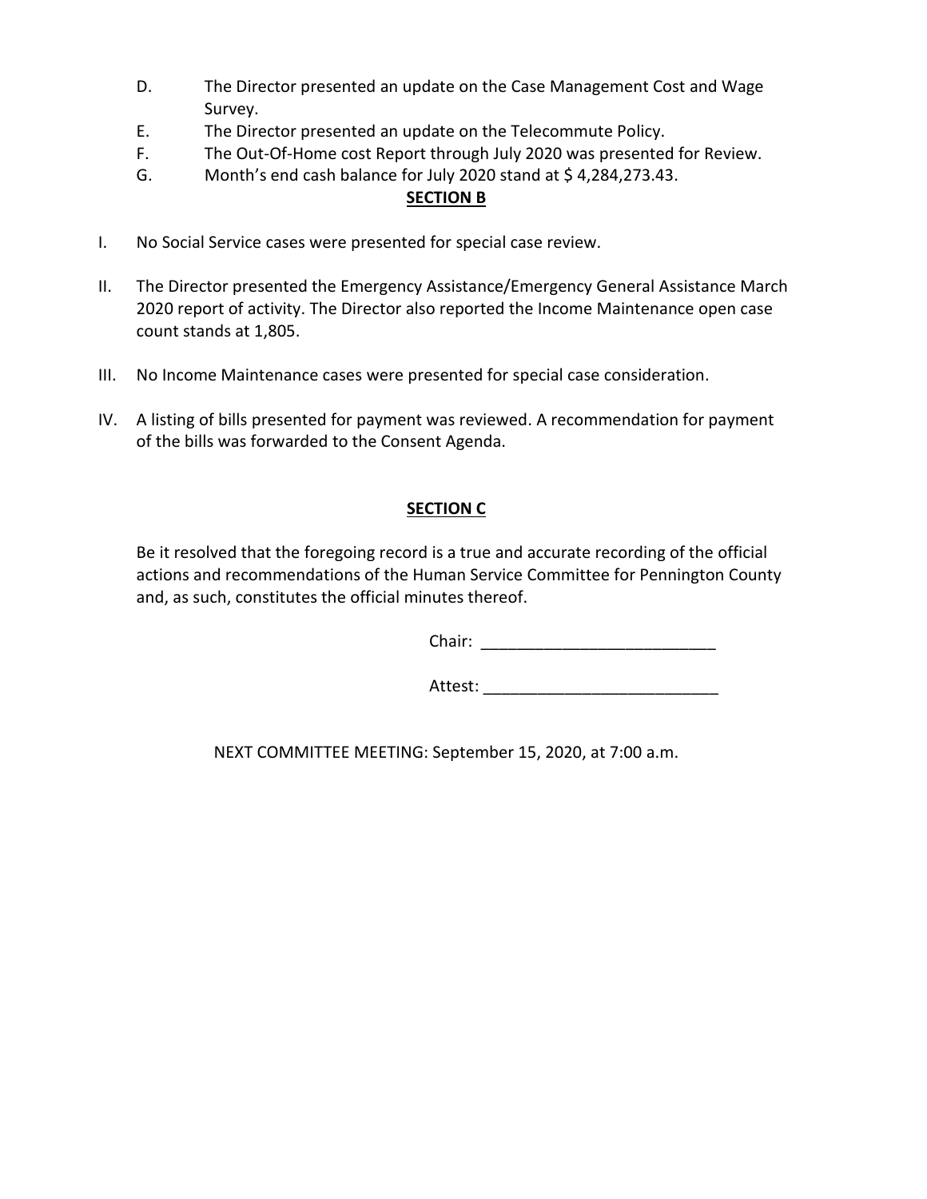D. The Director presented an update on the Case Management Cost and Wage Survey.

E. The Director presented an update on the Telecommute Policy.

F. The Out-Of-Home cost Report through July 2020 was presented for Review.

G. Month's end cash balance for July 2020 stand at $ 4,284,273.43.

**SECTION B**

I. No Social Service cases were presented for special case review.

II. The Director presented the Emergency Assistance/Emergency General Assistance March 2020 report of activity. The Director also reported the Income Maintenance open case count stands at 1,805.

III. No Income Maintenance cases were presented for special case consideration.

IV. A listing of bills presented for payment was reviewed. A recommendation for payment of the bills was forwarded to the Consent Agenda.

**SECTION C**

Be it resolved that the foregoing record is a true and accurate recording of the official actions and recommendations of the Human Service Committee for Pennington County and, as such, constitutes the official minutes thereof.

Chair: _________________________

Attest: _________________________

NEXT COMMITTEE MEETING: September 15, 2020, at 7:00 a.m.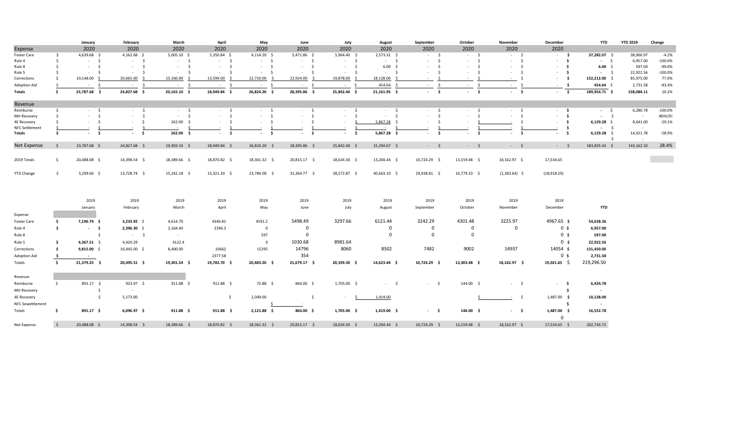| | January | February | March | April | May | June | July | August | September | October | November | December | YTD | YTD 2019 | Change |
|---|---|---|---|---|---|---|---|---|---|---|---|---|---|---|---|
| Expense | 2020 | 2020 | 2020 | 2020 | 2020 | 2020 | 2020 | 2020 | 2020 | 2020 | 2020 | 2020 | | | |
| Foster Care | $ 4,639.68 | $ 4,162.68 | $ 5,005.10 | $ 5,350.84 | $ 4,114.20 | $ 5,471.86 | $ 5,964.40 | $ 2,573.31 | $ - | $ - | $ - | $ - | **$ 37,282.07** | $ 38,900.97 | -4.2% |
| Rule 4 | $ - | $ - | $ - | $ - | $ - | $ - | $ - | $ - | $ - | $ - | $ - | $ - | **$ -** | $ 6,957.00 | -100.0% |
| Rule 8 | $ - | $ - | $ - | $ - | $ - | $ - | $ - | $ 6.00 | $ - | $ - | $ - | $ - | **$ 6.00** | $ 597.00 | -99.0% |
| Rule 5 | $ - | $ - | $ - | $ - | $ - | $ - | $ - | $ - | $ - | $ - | $ - | $ - | **$ -** | $ 22,922.56 | -100.0% |
| Corrections | $ 19,148.00 | $ 20,665.00 | $ 15,160.00 | $ 13,599.00 | $ 22,710.00 | $ 22,924.00 | $ 19,878.00 | $ 18,128.00 | $ - | $ - | $ - | $ - | **$ 152,212.00** | $ 85,975.00 | 77.0% |
| Adoption Aid | $ - | $ - | $ - | $ - | $ - | $ - | $ - | $ 454.64 | $ - | $ - | $ - | $ - | **$ 454.64** | $ 2,731.58 | -83.4% |
| **Totals** | **$ 23,787.68** | **$ 24,827.68** | **$ 20,165.10** | **$ 18,949.84** | **$ 26,824.20** | **$ 28,395.86** | **$ 25,842.40** | **$ 21,161.95** | **$ -** | **$ -** | **$ -** | **$ -** | **$ 189,954.71** | $ 158,084.11 | 20.2% |
| Revenue | | | | | | | | | | | | | | | |
| Reimburse | $ - | $ - | $ - | $ - | $ - | $ - | $ - | $ - | $ - | $ - | $ - | $ - | **$ -** | $ 6,280.78 | -100.0% |
| MH Recovery | $ - | $ - | $ - | $ - | $ - | $ - | $ - | $ - | $ - | $ - | $ - | $ - | **$ -** | $ - | #DIV/0! |
| 4E Recovery | $ - | $ - | $ 262.00 | $ - | $ - | $ - | $ - | $ 5,867.28 | $ - | $ - | $ - | $ - | **$ 6,129.28** | $ 8,641.00 | -29.1% |
| NFC Settlement | $ - | $ - | $ - | $ - | $ - | $ - | $ - | $ - | $ - | $ - | $ - | $ - | **$ -** | $ - | |
| **Totals** | **$ -** | **$ -** | **$ 262.00** | **$ -** | **$ -** | **$ -** | **$ -** | **$ 5,867.28** | **$ -** | **$ -** | **$ -** | **$ -** | **$ 6,129.28** | $ 14,921.78 | -58.9% |
| Net Expense | $ 23,787.68 | $ 24,827.68 | $ 19,903.10 | $ 18,949.84 | $ 26,824.20 | $ 28,395.86 | $ 25,842.40 | $ 15,294.67 | $ - | $ - | $ - | $ - | $ 183,825.43 | $ 143,162.33 | 28.4% |
| 2019 Totals | $ 20,488.08 | $ 14,398.54 | $ 18,389.66 | $ 18,870.82 | $ 18,361.32 | $ 20,815.17 | $ 18,634.30 | $ 13,204.44 | $ 10,724.29 | $ 13,159.48 | $ 18,162.97 | $ 17,534.65 | | | |
| YTD Change | $ 3,299.60 | $ 13,728.74 | $ 15,242.18 | $ 15,321.20 | $ 23,784.08 | $ 31,364.77 | $ 38,572.87 | $ 40,663.10 | $ 29,938.81 | $ 16,779.33 | $ (1,383.64) | $ (18,918.29) | | | |

| | 2019 January | 2019 February | 2019 March | 2019 April | 2019 May | 2019 June | 2019 July | 2019 August | 2019 September | 2019 October | 2019 November | 2019 December | YTD |
|---|---|---|---|---|---|---|---|---|---|---|---|---|---|
| Expense | | | | | | | | | | | | | |
| Foster Care | **$ 7,196.74** | **$ 3,233.92** | $ 4,614.70 | 4346.82 | 4591.2 | 5498.49 | 3297.66 | 6121.44 | 3242.29 | 4301.48 | 3225.97 | 4967.65 | **$ 54,638.36** |
| Rule 4 | **$ -** | **$ 2,396.30** | $ 2,164.40 | 2396.3 | 0 | 0 | | 0 | 0 | 0 | 0 | 0 | **$ 6,957.00** |
| Rule 8 | | **$ -** | $ - | | 597 | 0 | | 0 | 0 | 0 | | 0 | **$ 597.00** |
| Rule 5 | **$ 4,367.51** | $ 4,420.29 | 4122.4 | | 0 | 1030.68 | 8981.64 | | | | | 0 | **$ 22,922.56** |
| Corrections | **$ 9,815.00** | $ 10,445.00 | $ 8,400.00 | 10662 | 15295 | 14796 | 8060 | 8502 | 7482 | 9002 | 14937 | 14054 | **$ 131,450.00** |
| Adoption Aid | **$ -** | | | 2377.58 | | 354 | | | | | | 0 | **$ 2,731.58** |
| Totals | **$ 21,379.25** | **$ 20,495.51** | **$ 19,301.54** | **$ 19,782.70** | **$ 20,483.20** | **$ 21,679.17** | **$ 20,339.30** | **$ 14,623.44** | **$ 10,724.29** | **$ 13,303.48** | **$ 18,162.97** | **$ 19,021.65** | $ 219,296.50 |
| Revenue | | | | | | | | | | | | | |
| Reimburse | $ 891.17 | $ 923.97 | $ 911.88 | $ 911.88 | $ 72.88 | $ 864.00 | $ 1,705.00 | $ - | $ - | $ 144.00 | $ - | $ - | **$ 6,424.78** |
| MH Recovery | | $ - | | | | | | | | | | | **$ -** |
| 4E Recovery | | $ 5,173.00 | | | $ 2,049.00 | | $ - | $ 1,419.00 | | | $ - | $ 1,487.00 | **$ 10,128.00** |
| NFC Sewettlement | | | | | $ - | | | | | | | | **$ -** |
| Totals | **$ 891.17** | **$ 6,096.97** | **$ 911.88** | **$ 911.88** | **$ 2,121.88** | **$ 864.00** | **$ 1,705.00** | **$ 1,419.00** | **$ -** | **$ 144.00** | **$ -** | **$ 1,487.00** | **$ 16,552.78** |
| | | | | | | | | | | | | 0 | |
| Net Expense | $ 20,488.08 | $ 14,398.54 | $ 18,389.66 | $ 18,870.82 | $ 18,361.32 | $ 20,815.17 | $ 18,634.30 | $ 13,204.44 | $ 10,724.29 | $ 13,159.48 | $ 18,162.97 | $ 17,534.65 | 202,743.72 |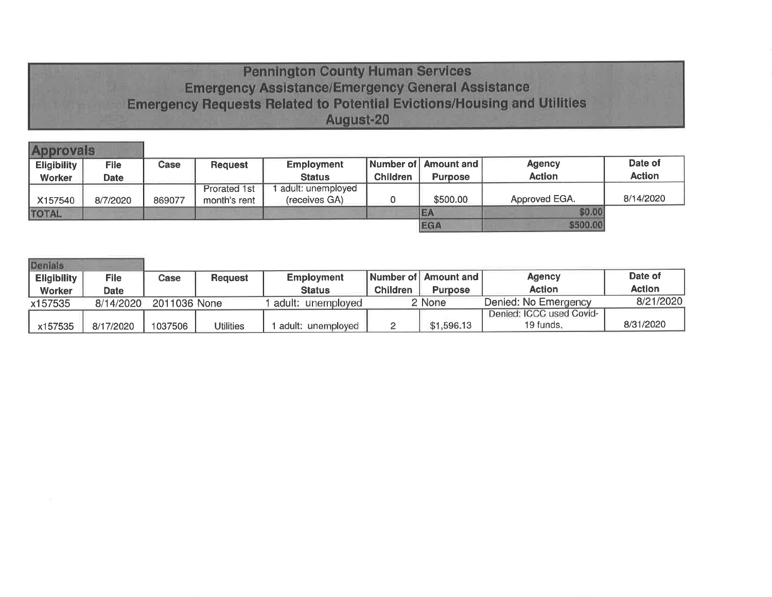# Pennington County Human Services
## Emergency Assistance/Emergency General Assistance
## Emergency Requests Related to Potential Evictions/Housing and Utilities
## August-20

### Approvals

| Eligibility Worker | File Date | Case | Request | Employment Status | Number of Children | Amount and Purpose | Agency Action | Date of Action |
|---|---|---|---|---|---|---|---|---|
| X157540 | 8/7/2020 | 869077 | Prorated 1st month's rent | 1 adult: unemployed (receives GA) | 0 | $500.00 | Approved EGA. | 8/14/2020 |
| TOTAL | | | | | | EA | $0.00 | |
| | | | | | | EGA | $500.00 | |

### Denials

| Eligibility Worker | File Date | Case | Request | Employment Status | Number of Children | Amount and Purpose | Agency Action | Date of Action |
|---|---|---|---|---|---|---|---|---|
| x157535 | 8/14/2020 | 2011036 | None | 1 adult: unemployed | 2 | None | Denied: No Emergency | 8/21/2020 |
| x157535 | 8/17/2020 | 1037506 | Utilities | 1 adult: unemployed | 2 | $1,596.13 | Denied: ICCC used Covid-19 funds. | 8/31/2020 |